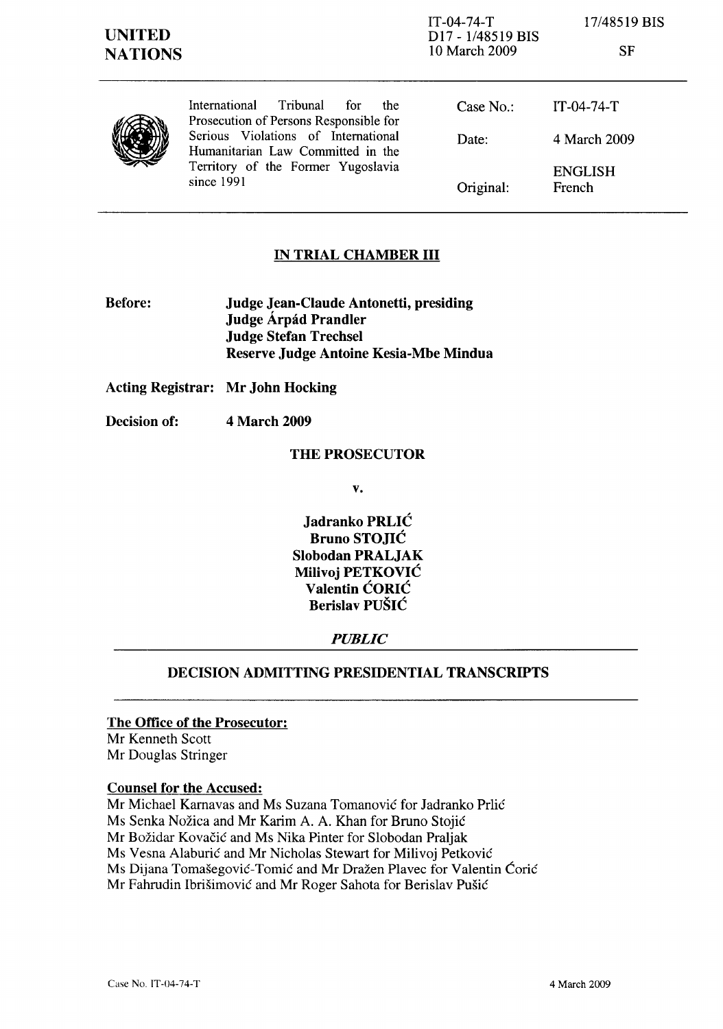UNITED NATIONS

IT-04-74-T
D17 - 1/48519 BIS
10 March 2009

17/48519 BIS

SF

International Tribunal for the Prosecution of Persons Responsible for Serious Violations of International Humanitarian Law Committed in the Territory of the Former Yugoslavia since 1991

| | |
|---|---|
| Case No.: | IT-04-74-T |
| Date: | 4 March 2009 |
| Original: | ENGLISH French |

## IN TRIAL CHAMBER III

**Before:** **Judge Jean-Claude Antonetti, presiding**
**Judge Árpád Prandler**
**Judge Stefan Trechsel**
**Reserve Judge Antoine Kesia-Mbe Mindua**

**Acting Registrar:** **Mr John Hocking**

**Decision of:** **4 March 2009**

**THE PROSECUTOR**

**v.**

**Jadranko PRLIĆ**
**Bruno STOJIĆ**
**Slobodan PRALJAK**
**Milivoj PETKOVIĆ**
**Valentin ĆORIĆ**
**Berislav PUŠIĆ**

***PUBLIC***

## DECISION ADMITTING PRESIDENTIAL TRANSCRIPTS

**The Office of the Prosecutor:**
Mr Kenneth Scott
Mr Douglas Stringer

**Counsel for the Accused:**
Mr Michael Karnavas and Ms Suzana Tomanović for Jadranko Prlić
Ms Senka Nožica and Mr Karim A. A. Khan for Bruno Stojić
Mr Božidar Kovačić and Ms Nika Pinter for Slobodan Praljak
Ms Vesna Alaburić and Mr Nicholas Stewart for Milivoj Petković
Ms Dijana Tomašegović-Tomić and Mr Dražen Plavec for Valentin Ćorić
Mr Fahrudin Ibrišimović and Mr Roger Sahota for Berislav Pušić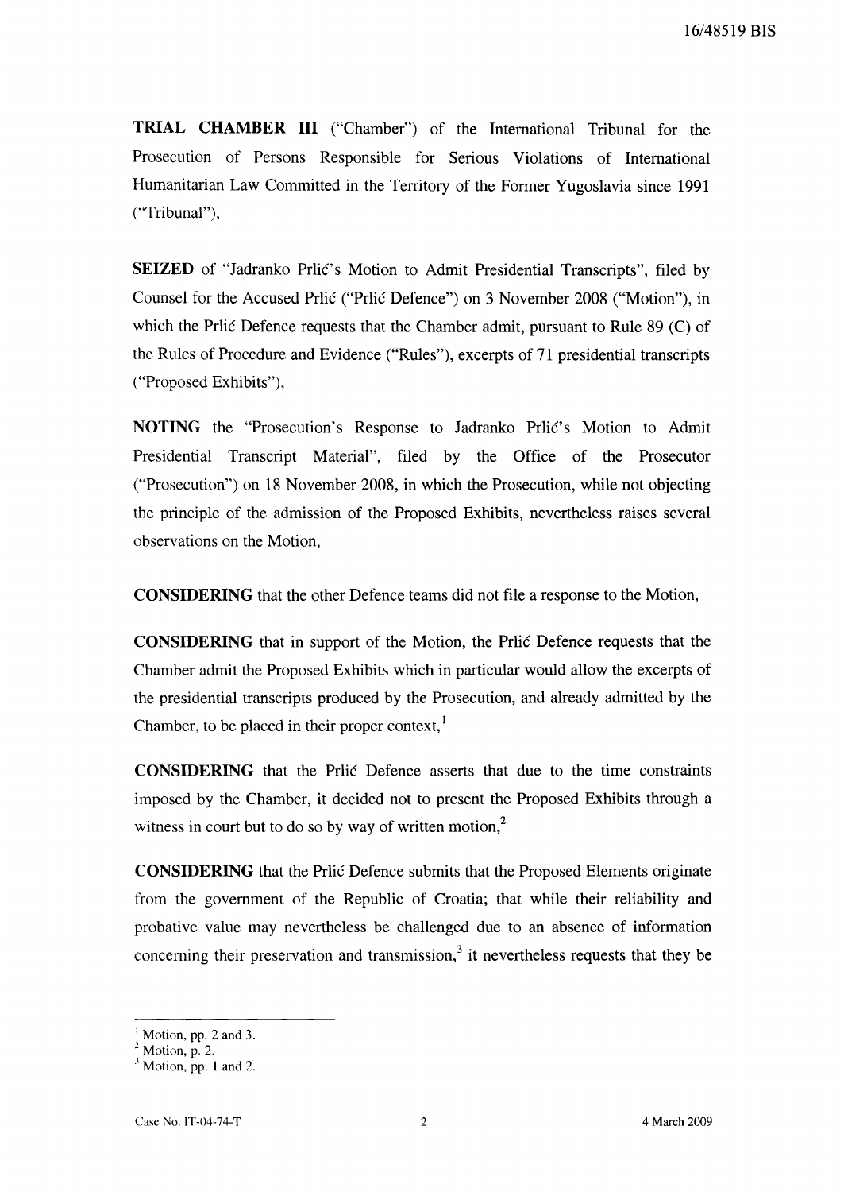**TRIAL CHAMBER III** ("Chamber") of the International Tribunal for the Prosecution of Persons Responsible for Serious Violations of International Humanitarian Law Committed in the Territory of the Former Yugoslavia since 1991 ("Tribunal"),

**SEIZED** of "Jadranko Prlić's Motion to Admit Presidential Transcripts", filed by Counsel for the Accused Prlić ("Prlić Defence") on 3 November 2008 ("Motion"), in which the Prlić Defence requests that the Chamber admit, pursuant to Rule 89 (C) of the Rules of Procedure and Evidence ("Rules"), excerpts of 71 presidential transcripts ("Proposed Exhibits"),

**NOTING** the "Prosecution's Response to Jadranko Prlić's Motion to Admit Presidential Transcript Material", filed by the Office of the Prosecutor ("Prosecution") on 18 November 2008, in which the Prosecution, while not objecting the principle of the admission of the Proposed Exhibits, nevertheless raises several observations on the Motion,

**CONSIDERING** that the other Defence teams did not file a response to the Motion,

**CONSIDERING** that in support of the Motion, the Prlić Defence requests that the Chamber admit the Proposed Exhibits which in particular would allow the excerpts of the presidential transcripts produced by the Prosecution, and already admitted by the Chamber, to be placed in their proper context,[1]

**CONSIDERING** that the Prlić Defence asserts that due to the time constraints imposed by the Chamber, it decided not to present the Proposed Exhibits through a witness in court but to do so by way of written motion,[2]

**CONSIDERING** that the Prlić Defence submits that the Proposed Elements originate from the government of the Republic of Croatia; that while their reliability and probative value may nevertheless be challenged due to an absence of information concerning their preservation and transmission,[3] it nevertheless requests that they be

---

[1] Motion, pp. 2 and 3.
[2] Motion, p. 2.
[3] Motion, pp. 1 and 2.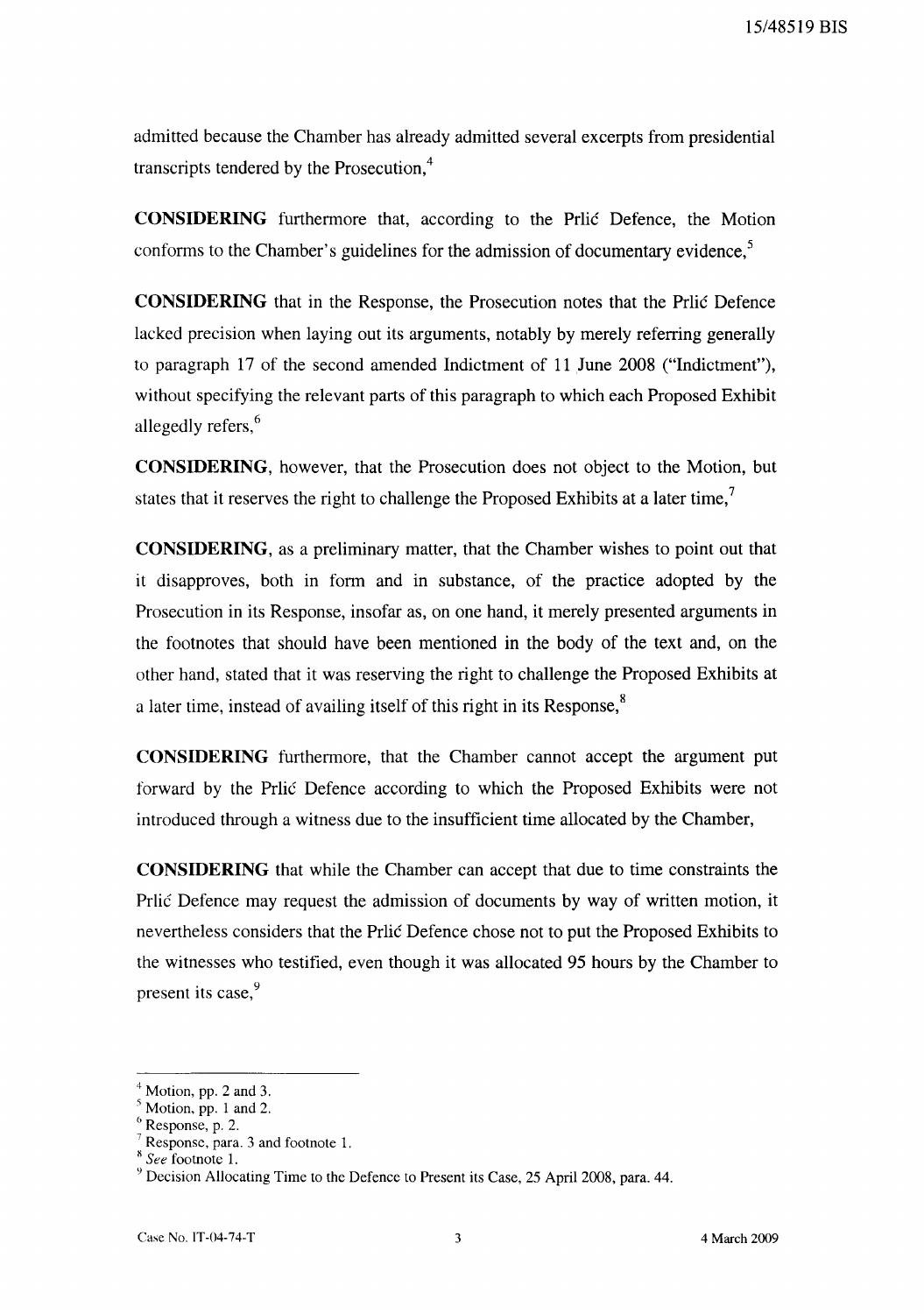admitted because the Chamber has already admitted several excerpts from presidential transcripts tendered by the Prosecution,[4]

**CONSIDERING** furthermore that, according to the Prlić Defence, the Motion conforms to the Chamber's guidelines for the admission of documentary evidence,[5]

**CONSIDERING** that in the Response, the Prosecution notes that the Prlić Defence lacked precision when laying out its arguments, notably by merely referring generally to paragraph 17 of the second amended Indictment of 11 June 2008 ("Indictment"), without specifying the relevant parts of this paragraph to which each Proposed Exhibit allegedly refers,[6]

**CONSIDERING**, however, that the Prosecution does not object to the Motion, but states that it reserves the right to challenge the Proposed Exhibits at a later time,[7]

**CONSIDERING**, as a preliminary matter, that the Chamber wishes to point out that it disapproves, both in form and in substance, of the practice adopted by the Prosecution in its Response, insofar as, on one hand, it merely presented arguments in the footnotes that should have been mentioned in the body of the text and, on the other hand, stated that it was reserving the right to challenge the Proposed Exhibits at a later time, instead of availing itself of this right in its Response,[8]

**CONSIDERING** furthermore, that the Chamber cannot accept the argument put forward by the Prlić Defence according to which the Proposed Exhibits were not introduced through a witness due to the insufficient time allocated by the Chamber,

**CONSIDERING** that while the Chamber can accept that due to time constraints the Prlić Defence may request the admission of documents by way of written motion, it nevertheless considers that the Prlić Defence chose not to put the Proposed Exhibits to the witnesses who testified, even though it was allocated 95 hours by the Chamber to present its case,[9]

---

[4] Motion, pp. 2 and 3.

[5] Motion, pp. 1 and 2.

[6] Response, p. 2.

[7] Response, para. 3 and footnote 1.

[8] *See* footnote 1.

[9] Decision Allocating Time to the Defence to Present its Case, 25 April 2008, para. 44.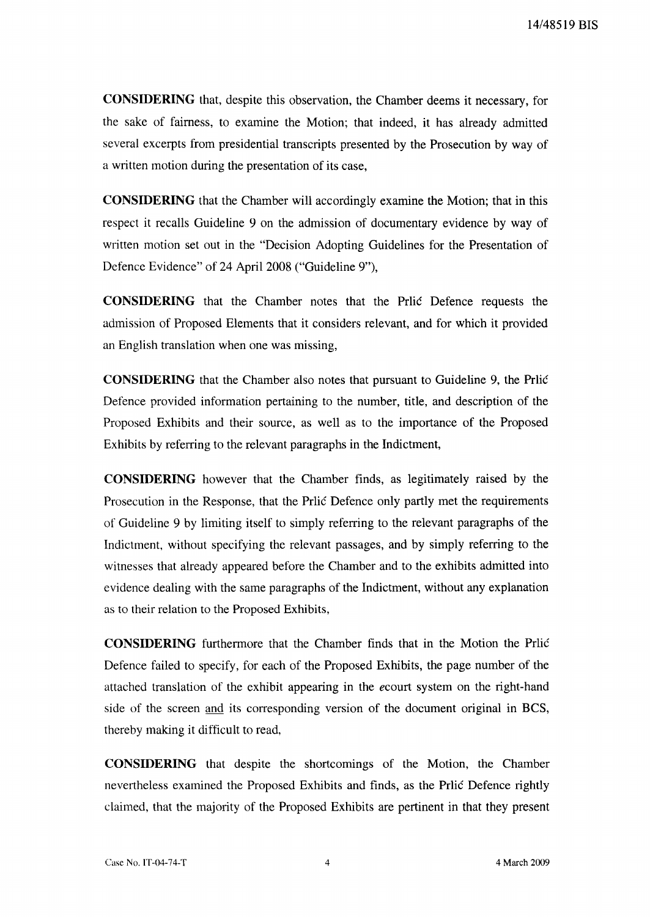**CONSIDERING** that, despite this observation, the Chamber deems it necessary, for the sake of fairness, to examine the Motion; that indeed, it has already admitted several excerpts from presidential transcripts presented by the Prosecution by way of a written motion during the presentation of its case,

**CONSIDERING** that the Chamber will accordingly examine the Motion; that in this respect it recalls Guideline 9 on the admission of documentary evidence by way of written motion set out in the "Decision Adopting Guidelines for the Presentation of Defence Evidence" of 24 April 2008 ("Guideline 9"),

**CONSIDERING** that the Chamber notes that the Prlić Defence requests the admission of Proposed Elements that it considers relevant, and for which it provided an English translation when one was missing,

**CONSIDERING** that the Chamber also notes that pursuant to Guideline 9, the Prlić Defence provided information pertaining to the number, title, and description of the Proposed Exhibits and their source, as well as to the importance of the Proposed Exhibits by referring to the relevant paragraphs in the Indictment,

**CONSIDERING** however that the Chamber finds, as legitimately raised by the Prosecution in the Response, that the Prlić Defence only partly met the requirements of Guideline 9 by limiting itself to simply referring to the relevant paragraphs of the Indictment, without specifying the relevant passages, and by simply referring to the witnesses that already appeared before the Chamber and to the exhibits admitted into evidence dealing with the same paragraphs of the Indictment, without any explanation as to their relation to the Proposed Exhibits,

**CONSIDERING** furthermore that the Chamber finds that in the Motion the Prlić Defence failed to specify, for each of the Proposed Exhibits, the page number of the attached translation of the exhibit appearing in the *e*court system on the right-hand side of the screen <u>and</u> its corresponding version of the document original in BCS, thereby making it difficult to read,

**CONSIDERING** that despite the shortcomings of the Motion, the Chamber nevertheless examined the Proposed Exhibits and finds, as the Prlić Defence rightly claimed, that the majority of the Proposed Exhibits are pertinent in that they present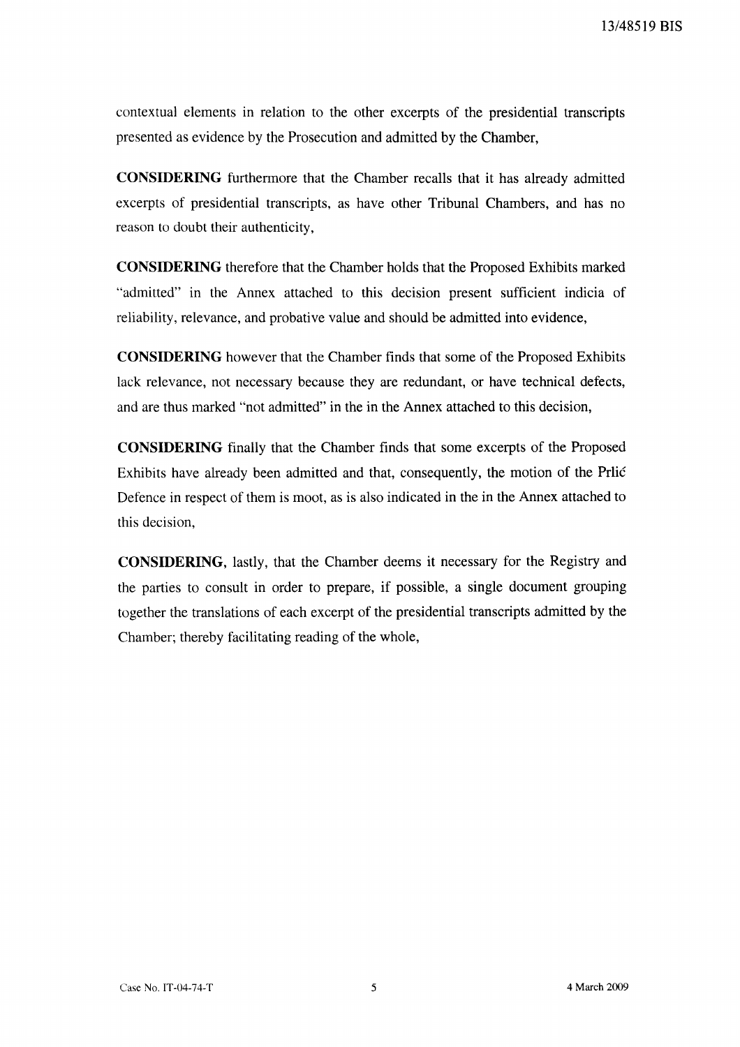contextual elements in relation to the other excerpts of the presidential transcripts presented as evidence by the Prosecution and admitted by the Chamber,

**CONSIDERING** furthermore that the Chamber recalls that it has already admitted excerpts of presidential transcripts, as have other Tribunal Chambers, and has no reason to doubt their authenticity,

**CONSIDERING** therefore that the Chamber holds that the Proposed Exhibits marked "admitted" in the Annex attached to this decision present sufficient indicia of reliability, relevance, and probative value and should be admitted into evidence,

**CONSIDERING** however that the Chamber finds that some of the Proposed Exhibits lack relevance, not necessary because they are redundant, or have technical defects, and are thus marked "not admitted" in the in the Annex attached to this decision,

**CONSIDERING** finally that the Chamber finds that some excerpts of the Proposed Exhibits have already been admitted and that, consequently, the motion of the Prlić Defence in respect of them is moot, as is also indicated in the in the Annex attached to this decision,

**CONSIDERING**, lastly, that the Chamber deems it necessary for the Registry and the parties to consult in order to prepare, if possible, a single document grouping together the translations of each excerpt of the presidential transcripts admitted by the Chamber; thereby facilitating reading of the whole,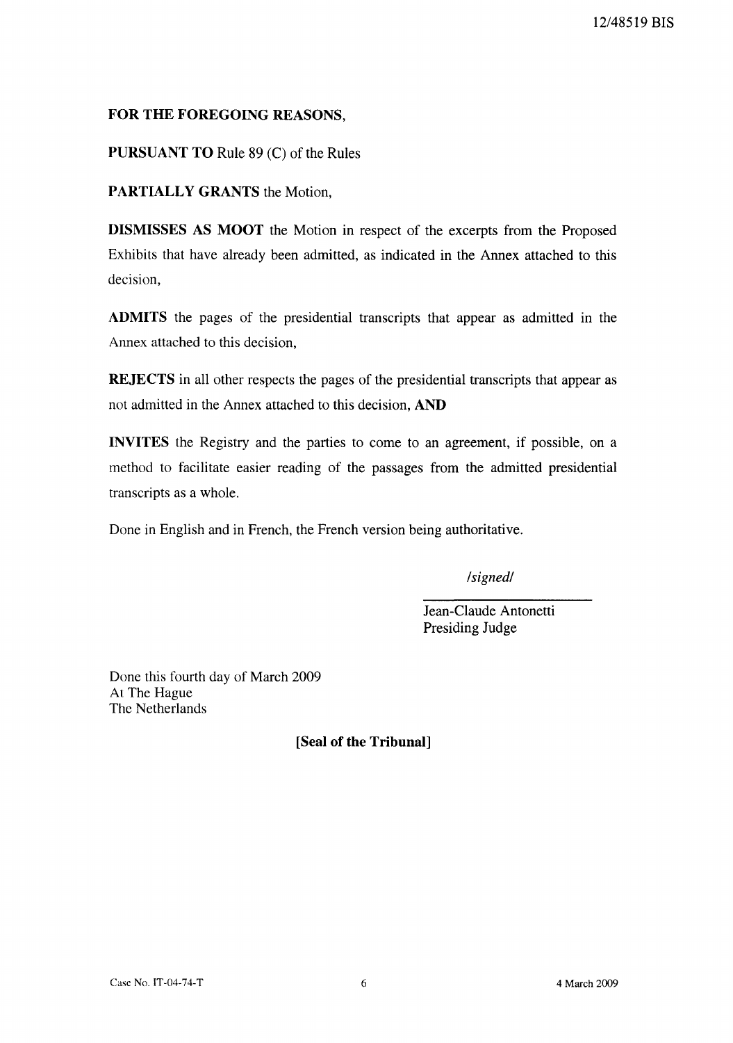**FOR THE FOREGOING REASONS,**

**PURSUANT TO** Rule 89 (C) of the Rules

**PARTIALLY GRANTS** the Motion,

**DISMISSES AS MOOT** the Motion in respect of the excerpts from the Proposed Exhibits that have already been admitted, as indicated in the Annex attached to this decision,

**ADMITS** the pages of the presidential transcripts that appear as admitted in the Annex attached to this decision,

**REJECTS** in all other respects the pages of the presidential transcripts that appear as not admitted in the Annex attached to this decision, **AND**

**INVITES** the Registry and the parties to come to an agreement, if possible, on a method to facilitate easier reading of the passages from the admitted presidential transcripts as a whole.

Done in English and in French, the French version being authoritative.

*/signed/*

Jean-Claude Antonetti
Presiding Judge

Done this fourth day of March 2009
At The Hague
The Netherlands

**[Seal of the Tribunal]**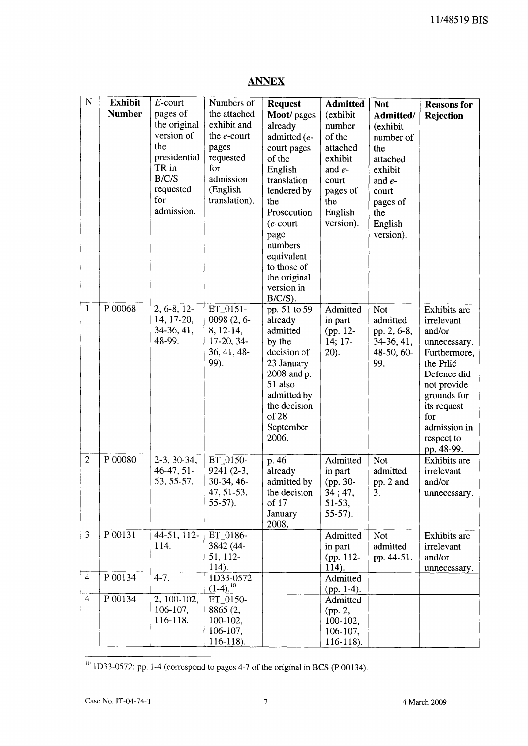## ANNEX

| N | Exhibit Number | *E*-court pages of the original version of the presidential TR in B/C/S requested for admission. | Numbers of the attached exhibit and the *e*-court pages requested for admission (English translation). | **Request Moot**/ pages already admitted (*e*-court pages of the English translation tendered by the Prosecution (*e*-court page numbers equivalent to those of the original version in B/C/S). | **Admitted** (exhibit number of the attached exhibit and *e*-court pages of the English version). | **Not Admitted/** (exhibit number of the attached exhibit and *e*-court pages of the English version). | **Reasons for Rejection** |
|---|---|---|---|---|---|---|---|
| 1 | P 00068 | 2, 6-8, 12-14, 17-20, 34-36, 41, 48-99. | ET_0151-0098 (2, 6-8, 12-14, 17-20, 34-36, 41, 48-99). | pp. 51 to 59 already admitted by the decision of 23 January 2008 and p. 51 also admitted by the decision of 28 September 2006. | Admitted in part (pp. 12-14; 17-20). | Not admitted pp. 2, 6-8, 34-36, 41, 48-50, 60-99. | Exhibits are irrelevant and/or unnecessary. Furthermore, the Prlić Defence did not provide grounds for its request for admission in respect to pp. 48-99. |
| 2 | P 00080 | 2-3, 30-34, 46-47, 51-53, 55-57. | ET_0150-9241 (2-3, 30-34, 46-47, 51-53, 55-57). | p. 46 already admitted by the decision of 17 January 2008. | Admitted in part (pp. 30-34 ; 47, 51-53, 55-57). | Not admitted pp. 2 and 3. | Exhibits are irrelevant and/or unnecessary. |
| 3 | P 00131 | 44-51, 112-114. | ET_0186-3842 (44-51, 112-114). | | Admitted in part (pp. 112-114). | Not admitted pp. 44-51. | Exhibits are irrelevant and/or unnecessary. |
| 4 | P 00134 | 4-7. | 1D33-0572 (1-4).[10] | | Admitted (pp. 1-4). | | |
| 4 | P 00134 | 2, 100-102, 106-107, 116-118. | ET_0150-8865 (2, 100-102, 106-107, 116-118). | | Admitted (pp. 2, 100-102, 106-107, 116-118). | | |

[10] 1D33-0572: pp. 1-4 (correspond to pages 4-7 of the original in BCS (P 00134).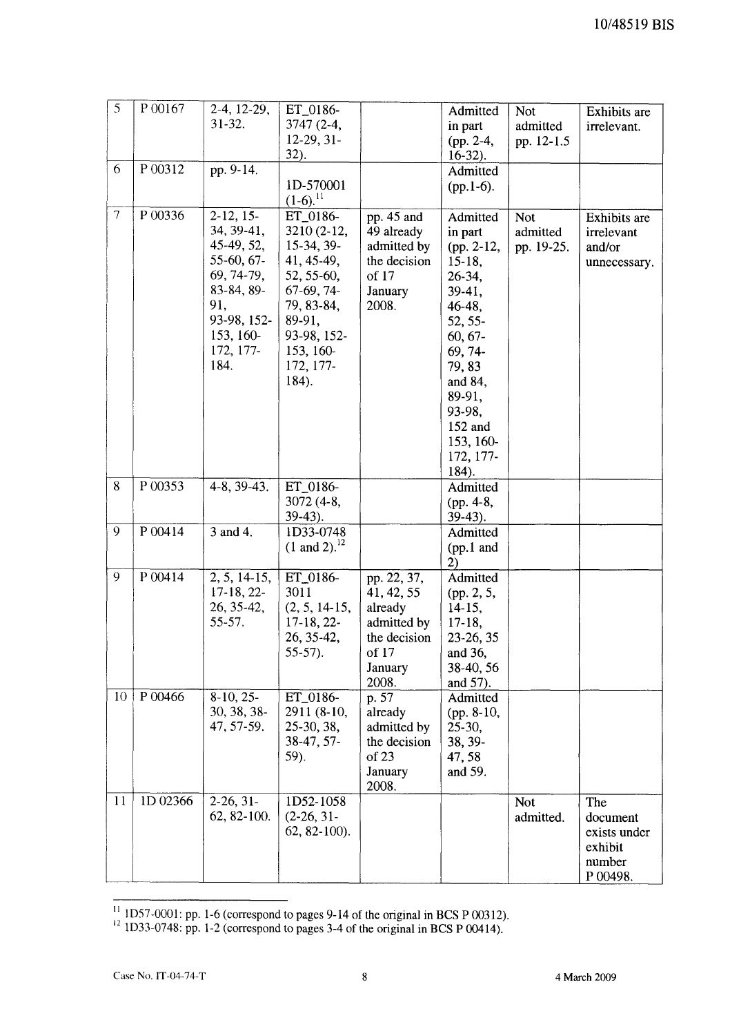| 5 | P 00167 | 2-4, 12-29, 31-32. | ET_0186-3747 (2-4, 12-29, 31-32). | | Admitted in part (pp. 2-4, 16-32). | Not admitted pp. 12-1.5 | Exhibits are irrelevant. |
|---|---|---|---|---|---|---|---|
| 6 | P 00312 | pp. 9-14. | 1D-570001 (1-6).[11] | | Admitted (pp.1-6). | | |
| 7 | P 00336 | 2-12, 15-34, 39-41, 45-49, 52, 55-60, 67-69, 74-79, 83-84, 89-91, 93-98, 152-153, 160-172, 177-184. | ET_0186-3210 (2-12, 15-34, 39-41, 45-49, 52, 55-60, 67-69, 74-79, 83-84, 89-91, 93-98, 152-153, 160-172, 177-184). | pp. 45 and 49 already admitted by the decision of 17 January 2008. | Admitted in part (pp. 2-12, 15-18, 26-34, 39-41, 46-48, 52, 55-60, 67-69, 74-79, 83 and 84, 89-91, 93-98, 152 and 153, 160-172, 177-184). | Not admitted pp. 19-25. | Exhibits are irrelevant and/or unnecessary. |
| 8 | P 00353 | 4-8, 39-43. | ET_0186-3072 (4-8, 39-43). | | Admitted (pp. 4-8, 39-43). | | |
| 9 | P 00414 | 3 and 4. | 1D33-0748 (1 and 2).[12] | | Admitted (pp.1 and 2) | | |
| 9 | P 00414 | 2, 5, 14-15, 17-18, 22-26, 35-42, 55-57. | ET_0186-3011 (2, 5, 14-15, 17-18, 22-26, 35-42, 55-57). | pp. 22, 37, 41, 42, 55 already admitted by the decision of 17 January 2008. | Admitted (pp. 2, 5, 14-15, 17-18, 23-26, 35 and 36, 38-40, 56 and 57). | | |
| 10 | P 00466 | 8-10, 25-30, 38, 38-47, 57-59. | ET_0186-2911 (8-10, 25-30, 38, 38-47, 57-59). | p. 57 already admitted by the decision of 23 January 2008. | Admitted (pp. 8-10, 25-30, 38, 39-47, 58 and 59. | | |
| 11 | 1D 02366 | 2-26, 31-62, 82-100. | 1D52-1058 (2-26, 31-62, 82-100). | | | Not admitted. | The document exists under exhibit number P 00498. |

[11] 1D57-0001: pp. 1-6 (correspond to pages 9-14 of the original in BCS P 00312).

[12] 1D33-0748: pp. 1-2 (correspond to pages 3-4 of the original in BCS P 00414).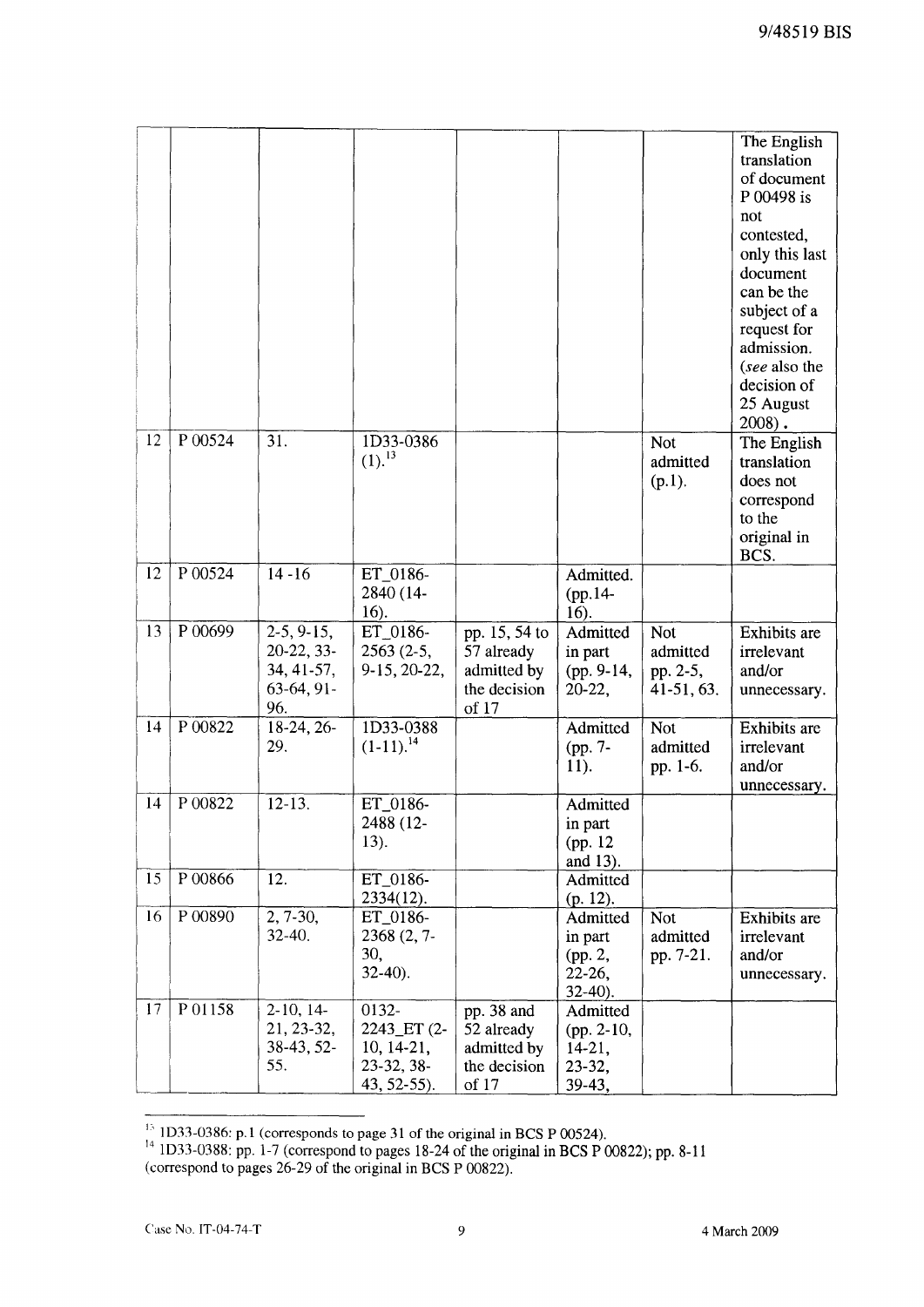| | | | | | | | |
|---|---|---|---|---|---|---|---|
| | | | | | | | The English translation of document P 00498 is not contested, only this last document can be the subject of a request for admission. (*see* also the decision of 25 August 2008). |
| 12 | P 00524 | 31. | 1D33-0386 (1).[13] | | | Not admitted (p.1). | The English translation does not correspond to the original in BCS. |
| 12 | P 00524 | 14 -16 | ET_0186-2840 (14-16). | | Admitted. (pp.14-16). | | |
| 13 | P 00699 | 2-5, 9-15, 20-22, 33-34, 41-57, 63-64, 91-96. | ET_0186-2563 (2-5, 9-15, 20-22, | pp. 15, 54 to 57 already admitted by the decision of 17 | Admitted in part (pp. 9-14, 20-22, | Not admitted pp. 2-5, 41-51, 63. | Exhibits are irrelevant and/or unnecessary. |
| 14 | P 00822 | 18-24, 26-29. | 1D33-0388 (1-11).[14] | | Admitted (pp. 7-11). | Not admitted pp. 1-6. | Exhibits are irrelevant and/or unnecessary. |
| 14 | P 00822 | 12-13. | ET_0186-2488 (12-13). | | Admitted in part (pp. 12 and 13). | | |
| 15 | P 00866 | 12. | ET_0186-2334(12). | | Admitted (p. 12). | | |
| 16 | P 00890 | 2, 7-30, 32-40. | ET_0186-2368 (2, 7-30, 32-40). | | Admitted in part (pp. 2, 22-26, 32-40). | Not admitted pp. 7-21. | Exhibits are irrelevant and/or unnecessary. |
| 17 | P 01158 | 2-10, 14-21, 23-32, 38-43, 52-55. | 0132-2243_ET (2-10, 14-21, 23-32, 38-43, 52-55). | pp. 38 and 52 already admitted by the decision of 17 | Admitted (pp. 2-10, 14-21, 23-32, 39-43, | | |

[13] 1D33-0386: p.1 (corresponds to page 31 of the original in BCS P 00524).

[14] 1D33-0388: pp. 1-7 (correspond to pages 18-24 of the original in BCS P 00822); pp. 8-11 (correspond to pages 26-29 of the original in BCS P 00822).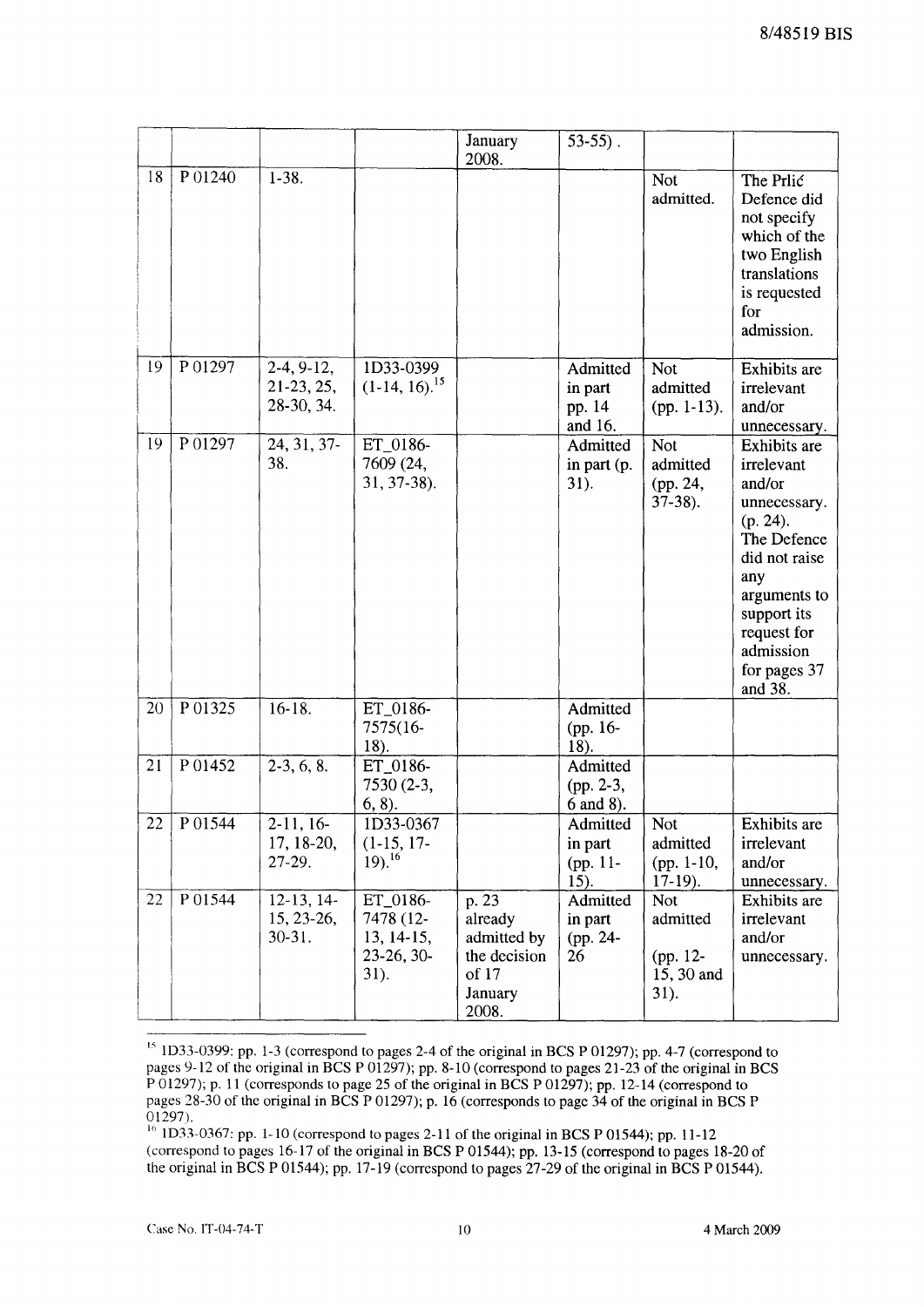| | | | | January 2008. | 53-55). | | |
|---|---|---|---|---|---|---|---|
| 18 | P 01240 | 1-38. | | | | Not admitted. | The Prlić Defence did not specify which of the two English translations is requested for admission. |
| 19 | P 01297 | 2-4, 9-12, 21-23, 25, 28-30, 34. | 1D33-0399 (1-14, 16).[15] | | Admitted in part pp. 14 and 16. | Not admitted (pp. 1-13). | Exhibits are irrelevant and/or unnecessary. |
| 19 | P 01297 | 24, 31, 37-38. | ET_0186-7609 (24, 31, 37-38). | | Admitted in part (p. 31). | Not admitted (pp. 24, 37-38). | Exhibits are irrelevant and/or unnecessary. (p. 24). The Defence did not raise any arguments to support its request for admission for pages 37 and 38. |
| 20 | P 01325 | 16-18. | ET_0186-7575(16-18). | | Admitted (pp. 16-18). | | |
| 21 | P 01452 | 2-3, 6, 8. | ET_0186-7530 (2-3, 6, 8). | | Admitted (pp. 2-3, 6 and 8). | | |
| 22 | P 01544 | 2-11, 16-17, 18-20, 27-29. | 1D33-0367 (1-15, 17-19).[16] | | Admitted in part (pp. 11-15). | Not admitted (pp. 1-10, 17-19). | Exhibits are irrelevant and/or unnecessary. |
| 22 | P 01544 | 12-13, 14-15, 23-26, 30-31. | ET_0186-7478 (12-13, 14-15, 23-26, 30-31). | p. 23 already admitted by the decision of 17 January 2008. | Admitted in part (pp. 24-26 | Not admitted (pp. 12-15, 30 and 31). | Exhibits are irrelevant and/or unnecessary. |

[15] 1D33-0399: pp. 1-3 (correspond to pages 2-4 of the original in BCS P 01297); pp. 4-7 (correspond to pages 9-12 of the original in BCS P 01297); pp. 8-10 (correspond to pages 21-23 of the original in BCS P 01297); p. 11 (corresponds to page 25 of the original in BCS P 01297); pp. 12-14 (correspond to pages 28-30 of the original in BCS P 01297); p. 16 (corresponds to page 34 of the original in BCS P 01297).

[16] 1D33-0367: pp. 1-10 (correspond to pages 2-11 of the original in BCS P 01544); pp. 11-12 (correspond to pages 16-17 of the original in BCS P 01544); pp. 13-15 (correspond to pages 18-20 of the original in BCS P 01544); pp. 17-19 (correspond to pages 27-29 of the original in BCS P 01544).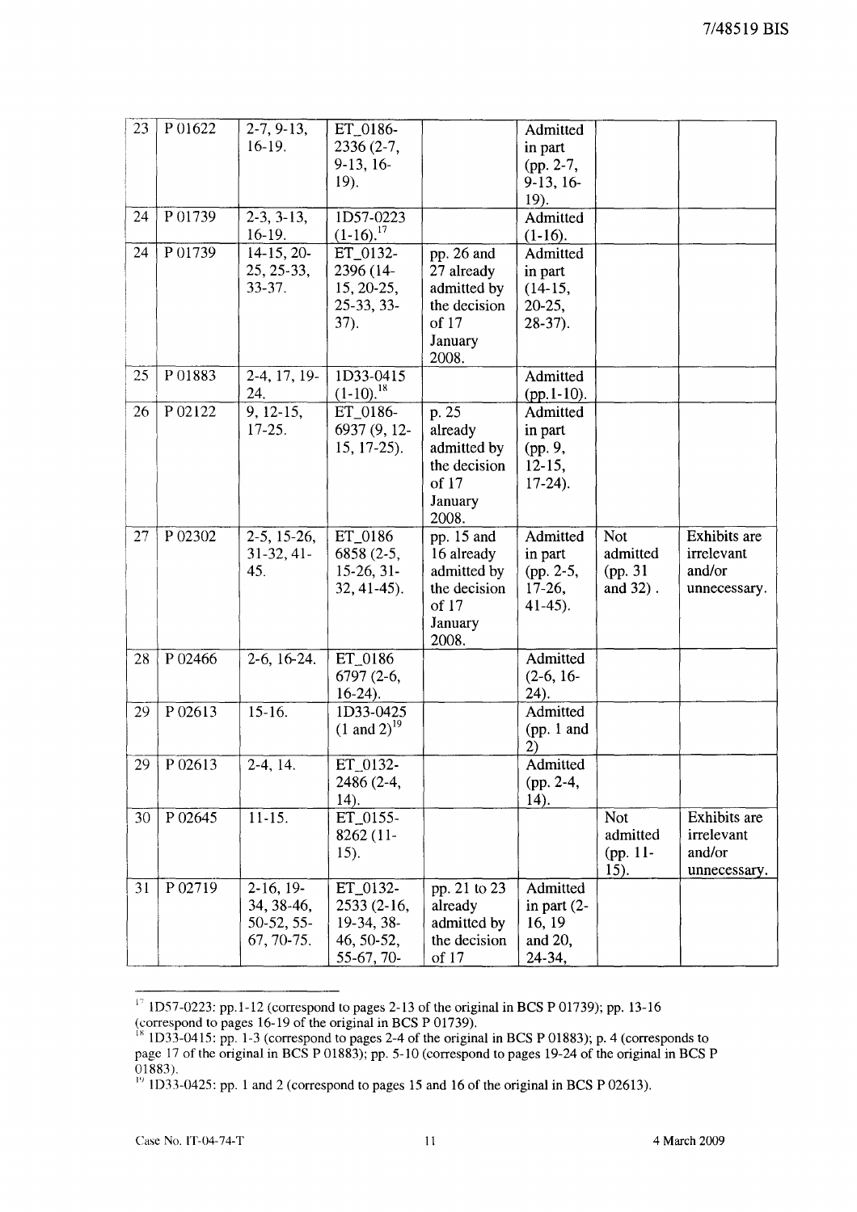| 23 | P 01622 | 2-7, 9-13, 16-19. | ET_0186-2336 (2-7, 9-13, 16-19). | | Admitted in part (pp. 2-7, 9-13, 16-19). | | |
|---|---|---|---|---|---|---|---|
| 24 | P 01739 | 2-3, 3-13, 16-19. | 1D57-0223 (1-16).[17] | | Admitted (1-16). | | |
| 24 | P 01739 | 14-15, 20-25, 25-33, 33-37. | ET_0132-2396 (14-15, 20-25, 25-33, 33-37). | pp. 26 and 27 already admitted by the decision of 17 January 2008. | Admitted in part (14-15, 20-25, 28-37). | | |
| 25 | P 01883 | 2-4, 17, 19-24. | 1D33-0415 (1-10).[18] | | Admitted (pp.1-10). | | |
| 26 | P 02122 | 9, 12-15, 17-25. | ET_0186-6937 (9, 12-15, 17-25). | p. 25 already admitted by the decision of 17 January 2008. | Admitted in part (pp. 9, 12-15, 17-24). | | |
| 27 | P 02302 | 2-5, 15-26, 31-32, 41-45. | ET_0186 6858 (2-5, 15-26, 31-32, 41-45). | pp. 15 and 16 already admitted by the decision of 17 January 2008. | Admitted in part (pp. 2-5, 17-26, 41-45). | Not admitted (pp. 31 and 32) . | Exhibits are irrelevant and/or unnecessary. |
| 28 | P 02466 | 2-6, 16-24. | ET_0186 6797 (2-6, 16-24). | | Admitted (2-6, 16-24). | | |
| 29 | P 02613 | 15-16. | 1D33-0425 (1 and 2)[19] | | Admitted (pp. 1 and 2) | | |
| 29 | P 02613 | 2-4, 14. | ET_0132-2486 (2-4, 14). | | Admitted (pp. 2-4, 14). | | |
| 30 | P 02645 | 11-15. | ET_0155-8262 (11-15). | | | Not admitted (pp. 11-15). | Exhibits are irrelevant and/or unnecessary. |
| 31 | P 02719 | 2-16, 19-34, 38-46, 50-52, 55-67, 70-75. | ET_0132-2533 (2-16, 19-34, 38-46, 50-52, 55-67, 70- | pp. 21 to 23 already admitted by the decision of 17 | Admitted in part (2-16, 19 and 20, 24-34, | | |

[17] 1D57-0223: pp.1-12 (correspond to pages 2-13 of the original in BCS P 01739); pp. 13-16 (correspond to pages 16-19 of the original in BCS P 01739).

[18] 1D33-0415: pp. 1-3 (correspond to pages 2-4 of the original in BCS P 01883); p. 4 (corresponds to page 17 of the original in BCS P 01883); pp. 5-10 (correspond to pages 19-24 of the original in BCS P 01883).

[19] 1D33-0425: pp. 1 and 2 (correspond to pages 15 and 16 of the original in BCS P 02613).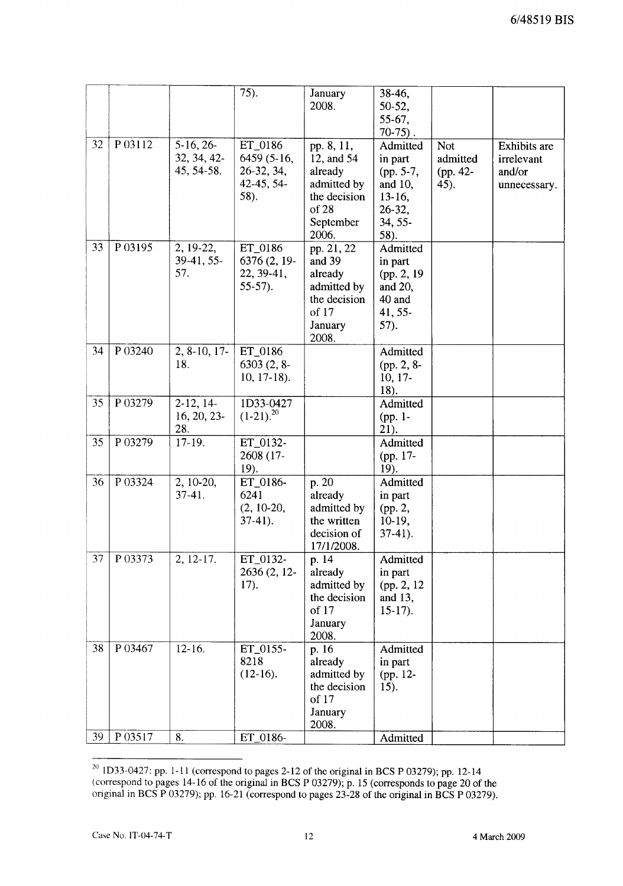| | | | | | | | |
|---|---|---|---|---|---|---|---|
| | | | 75). | January 2008. | 38-46, 50-52, 55-67, 70-75) . | | |
| 32 | P 03112 | 5-16, 26-32, 34, 42-45, 54-58. | ET_0186 6459 (5-16, 26-32, 34, 42-45, 54-58). | pp. 8, 11, 12, and 54 already admitted by the decision of 28 September 2006. | Admitted in part (pp. 5-7, and 10, 13-16, 26-32, 34, 55-58). | Not admitted (pp. 42-45). | Exhibits are irrelevant and/or unnecessary. |
| 33 | P 03195 | 2, 19-22, 39-41, 55-57. | ET_0186 6376 (2, 19-22, 39-41, 55-57). | pp. 21, 22 and 39 already admitted by the decision of 17 January 2008. | Admitted in part (pp. 2, 19 and 20, 40 and 41, 55-57). | | |
| 34 | P 03240 | 2, 8-10, 17-18. | ET_0186 6303 (2, 8-10, 17-18). | | Admitted (pp. 2, 8-10, 17-18). | | |
| 35 | P 03279 | 2-12, 14-16, 20, 23-28. | 1D33-0427 (1-21).[20] | | Admitted (pp. 1-21). | | |
| 35 | P 03279 | 17-19. | ET_0132-2608 (17-19). | | Admitted (pp. 17-19). | | |
| 36 | P 03324 | 2, 10-20, 37-41. | ET_0186-6241 (2, 10-20, 37-41). | p. 20 already admitted by the written decision of 17/1/2008. | Admitted in part (pp. 2, 10-19, 37-41). | | |
| 37 | P 03373 | 2, 12-17. | ET_0132-2636 (2, 12-17). | p. 14 already admitted by the decision of 17 January 2008. | Admitted in part (pp. 2, 12 and 13, 15-17). | | |
| 38 | P 03467 | 12-16. | ET_0155-8218 (12-16). | p. 16 already admitted by the decision of 17 January 2008. | Admitted in part (pp. 12-15). | | |
| 39 | P 03517 | 8. | ET_0186- | | Admitted | | |

[20] 1D33-0427: pp. 1-11 (correspond to pages 2-12 of the original in BCS P 03279); pp. 12-14 (correspond to pages 14-16 of the original in BCS P 03279); p. 15 (corresponds to page 20 of the original in BCS P 03279); pp. 16-21 (correspond to pages 23-28 of the original in BCS P 03279).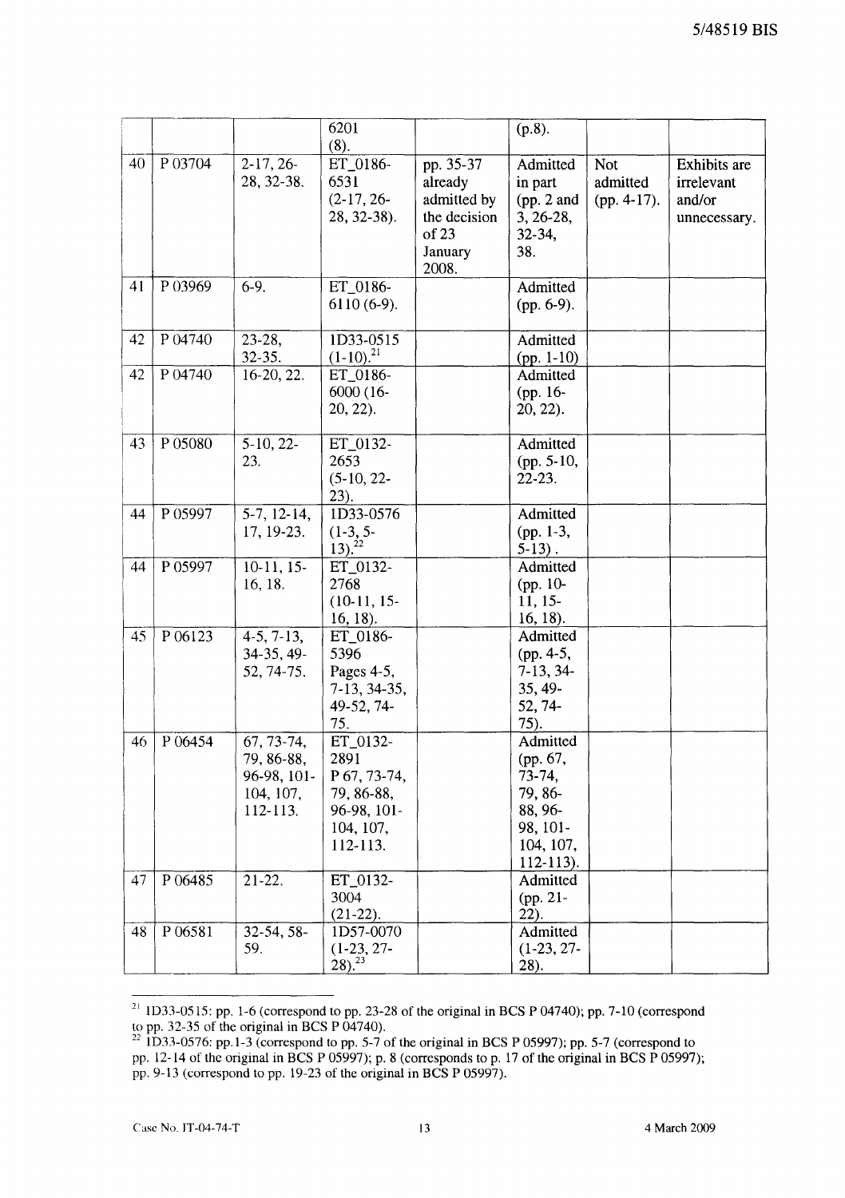5/48519 BIS

| | | | 6201 (8). | | (p.8). | | |
|---|---|---|---|---|---|---|---|
| 40 | P 03704 | 2-17, 26-28, 32-38. | ET_0186-6531 (2-17, 26-28, 32-38). | pp. 35-37 already admitted by the decision of 23 January 2008. | Admitted in part (pp. 2 and 3, 26-28, 32-34, 38. | Not admitted (pp. 4-17). | Exhibits are irrelevant and/or unnecessary. |
| 41 | P 03969 | 6-9. | ET_0186-6110 (6-9). | | Admitted (pp. 6-9). | | |
| 42 | P 04740 | 23-28, 32-35. | 1D33-0515 (1-10).[21] | | Admitted (pp. 1-10) | | |
| 42 | P 04740 | 16-20, 22. | ET_0186-6000 (16-20, 22). | | Admitted (pp. 16-20, 22). | | |
| 43 | P 05080 | 5-10, 22-23. | ET_0132-2653 (5-10, 22-23). | | Admitted (pp. 5-10, 22-23. | | |
| 44 | P 05997 | 5-7, 12-14, 17, 19-23. | 1D33-0576 (1-3, 5-13).[22] | | Admitted (pp. 1-3, 5-13) . | | |
| 44 | P 05997 | 10-11, 15-16, 18. | ET_0132-2768 (10-11, 15-16, 18). | | Admitted (pp. 10-11, 15-16, 18). | | |
| 45 | P 06123 | 4-5, 7-13, 34-35, 49-52, 74-75. | ET_0186-5396 Pages 4-5, 7-13, 34-35, 49-52, 74-75. | | Admitted (pp. 4-5, 7-13, 34-35, 49-52, 74-75). | | |
| 46 | P 06454 | 67, 73-74, 79, 86-88, 96-98, 101-104, 107, 112-113. | ET_0132-2891 P 67, 73-74, 79, 86-88, 96-98, 101-104, 107, 112-113. | | Admitted (pp. 67, 73-74, 79, 86-88, 96-98, 101-104, 107, 112-113). | | |
| 47 | P 06485 | 21-22. | ET_0132-3004 (21-22). | | Admitted (pp. 21-22). | | |
| 48 | P 06581 | 32-54, 58-59. | 1D57-0070 (1-23, 27-28).[23] | | Admitted (1-23, 27-28). | | |

[21] 1D33-0515: pp. 1-6 (correspond to pp. 23-28 of the original in BCS P 04740); pp. 7-10 (correspond to pp. 32-35 of the original in BCS P 04740).

[22] 1D33-0576: pp.1-3 (correspond to pp. 5-7 of the original in BCS P 05997); pp. 5-7 (correspond to pp. 12-14 of the original in BCS P 05997); p. 8 (corresponds to p. 17 of the original in BCS P 05997); pp. 9-13 (correspond to pp. 19-23 of the original in BCS P 05997).

Case No. IT-04-74-T | 4 March 2009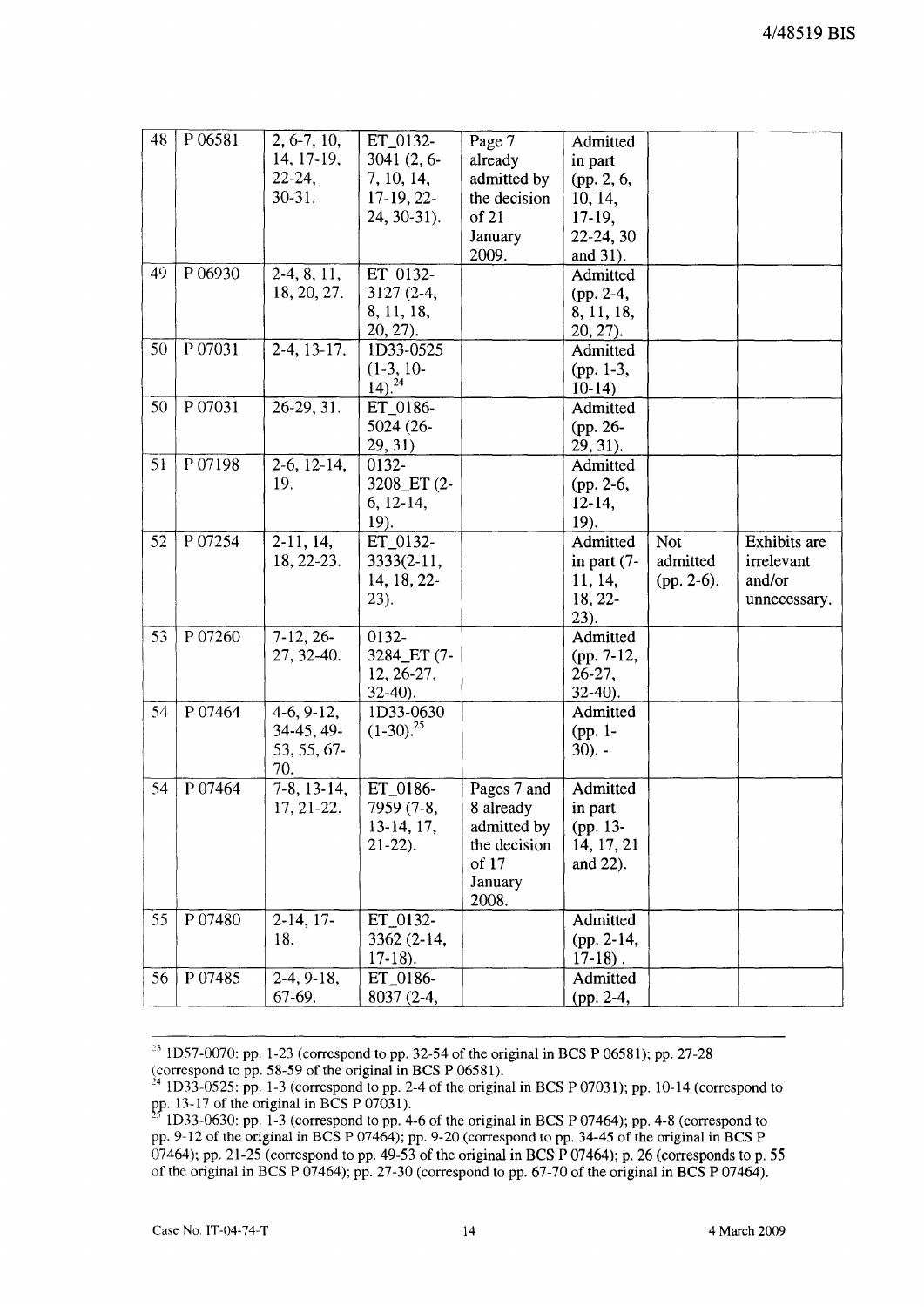| | | | | | | | |
|---|---|---|---|---|---|---|---|
| 48 | P 06581 | 2, 6-7, 10, 14, 17-19, 22-24, 30-31. | ET_0132-3041 (2, 6-7, 10, 14, 17-19, 22-24, 30-31). | Page 7 already admitted by the decision of 21 January 2009. | Admitted in part (pp. 2, 6, 10, 14, 17-19, 22-24, 30 and 31). | | |
| 49 | P 06930 | 2-4, 8, 11, 18, 20, 27. | ET_0132-3127 (2-4, 8, 11, 18, 20, 27). | | Admitted (pp. 2-4, 8, 11, 18, 20, 27). | | |
| 50 | P 07031 | 2-4, 13-17. | 1D33-0525 (1-3, 10-14).[24] | | Admitted (pp. 1-3, 10-14) | | |
| 50 | P 07031 | 26-29, 31. | ET_0186-5024 (26-29, 31) | | Admitted (pp. 26-29, 31). | | |
| 51 | P 07198 | 2-6, 12-14, 19. | 0132-3208_ET (2-6, 12-14, 19). | | Admitted (pp. 2-6, 12-14, 19). | | |
| 52 | P 07254 | 2-11, 14, 18, 22-23. | ET_0132-3333(2-11, 14, 18, 22-23). | | Admitted in part (7-11, 14, 18, 22-23). | Not admitted (pp. 2-6). | Exhibits are irrelevant and/or unnecessary. |
| 53 | P 07260 | 7-12, 26-27, 32-40. | 0132-3284_ET (7-12, 26-27, 32-40). | | Admitted (pp. 7-12, 26-27, 32-40). | | |
| 54 | P 07464 | 4-6, 9-12, 34-45, 49-53, 55, 67-70. | 1D33-0630 (1-30).[25] | | Admitted (pp. 1-30). - | | |
| 54 | P 07464 | 7-8, 13-14, 17, 21-22. | ET_0186-7959 (7-8, 13-14, 17, 21-22). | Pages 7 and 8 already admitted by the decision of 17 January 2008. | Admitted in part (pp. 13-14, 17, 21 and 22). | | |
| 55 | P 07480 | 2-14, 17-18. | ET_0132-3362 (2-14, 17-18). | | Admitted (pp. 2-14, 17-18) . | | |
| 56 | P 07485 | 2-4, 9-18, 67-69. | ET_0186-8037 (2-4, | | Admitted (pp. 2-4, | | |

[23] 1D57-0070: pp. 1-23 (correspond to pp. 32-54 of the original in BCS P 06581); pp. 27-28 (correspond to pp. 58-59 of the original in BCS P 06581).

[24] 1D33-0525: pp. 1-3 (correspond to pp. 2-4 of the original in BCS P 07031); pp. 10-14 (correspond to pp. 13-17 of the original in BCS P 07031).

[25] 1D33-0630: pp. 1-3 (correspond to pp. 4-6 of the original in BCS P 07464); pp. 4-8 (correspond to pp. 9-12 of the original in BCS P 07464); pp. 9-20 (correspond to pp. 34-45 of the original in BCS P 07464); pp. 21-25 (correspond to pp. 49-53 of the original in BCS P 07464); p. 26 (corresponds to p. 55 of the original in BCS P 07464); pp. 27-30 (correspond to pp. 67-70 of the original in BCS P 07464).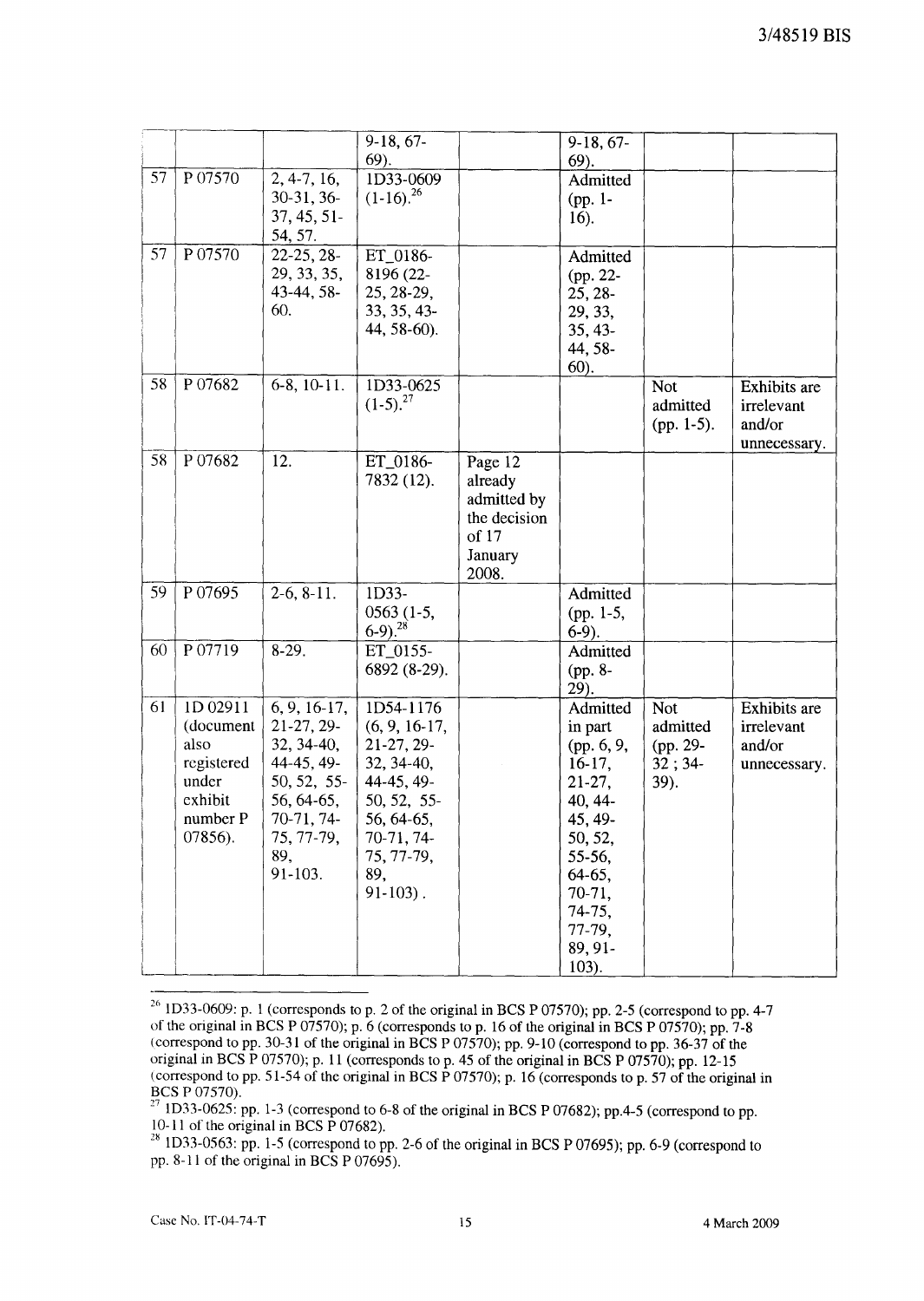| | | | 9-18, 67-69). | | 9-18, 67-69). | | |
|---|---|---|---|---|---|---|---|
| 57 | P 07570 | 2, 4-7, 16, 30-31, 36-37, 45, 51-54, 57. | 1D33-0609 (1-16).[26] | | Admitted (pp. 1-16). | | |
| 57 | P 07570 | 22-25, 28-29, 33, 35, 43-44, 58-60. | ET_0186-8196 (22-25, 28-29, 33, 35, 43-44, 58-60). | | Admitted (pp. 22-25, 28-29, 33, 35, 43-44, 58-60). | | |
| 58 | P 07682 | 6-8, 10-11. | 1D33-0625 (1-5).[27] | | | Not admitted (pp. 1-5). | Exhibits are irrelevant and/or unnecessary. |
| 58 | P 07682 | 12. | ET_0186-7832 (12). | Page 12 already admitted by the decision of 17 January 2008. | | | |
| 59 | P 07695 | 2-6, 8-11. | 1D33-0563 (1-5, 6-9).[28] | | Admitted (pp. 1-5, 6-9). | | |
| 60 | P 07719 | 8-29. | ET_0155-6892 (8-29). | | Admitted (pp. 8-29). | | |
| 61 | 1D 02911 (document also registered under exhibit number P 07856). | 6, 9, 16-17, 21-27, 29-32, 34-40, 44-45, 49-50, 52, 55-56, 64-65, 70-71, 74-75, 77-79, 89, 91-103. | 1D54-1176 (6, 9, 16-17, 21-27, 29-32, 34-40, 44-45, 49-50, 52, 55-56, 64-65, 70-71, 74-75, 77-79, 89, 91-103). | | Admitted in part (pp. 6, 9, 16-17, 21-27, 40, 44-45, 49-50, 52, 55-56, 64-65, 70-71, 74-75, 77-79, 89, 91-103). | Not admitted (pp. 29-32 ; 34-39). | Exhibits are irrelevant and/or unnecessary. |

[26] 1D33-0609: p. 1 (corresponds to p. 2 of the original in BCS P 07570); pp. 2-5 (correspond to pp. 4-7 of the original in BCS P 07570); p. 6 (corresponds to p. 16 of the original in BCS P 07570); pp. 7-8 (correspond to pp. 30-31 of the original in BCS P 07570); pp. 9-10 (correspond to pp. 36-37 of the original in BCS P 07570); p. 11 (corresponds to p. 45 of the original in BCS P 07570); pp. 12-15 (correspond to pp. 51-54 of the original in BCS P 07570); p. 16 (corresponds to p. 57 of the original in BCS P 07570).

[27] 1D33-0625: pp. 1-3 (correspond to 6-8 of the original in BCS P 07682); pp.4-5 (correspond to pp. 10-11 of the original in BCS P 07682).

[28] 1D33-0563: pp. 1-5 (correspond to pp. 2-6 of the original in BCS P 07695); pp. 6-9 (correspond to pp. 8-11 of the original in BCS P 07695).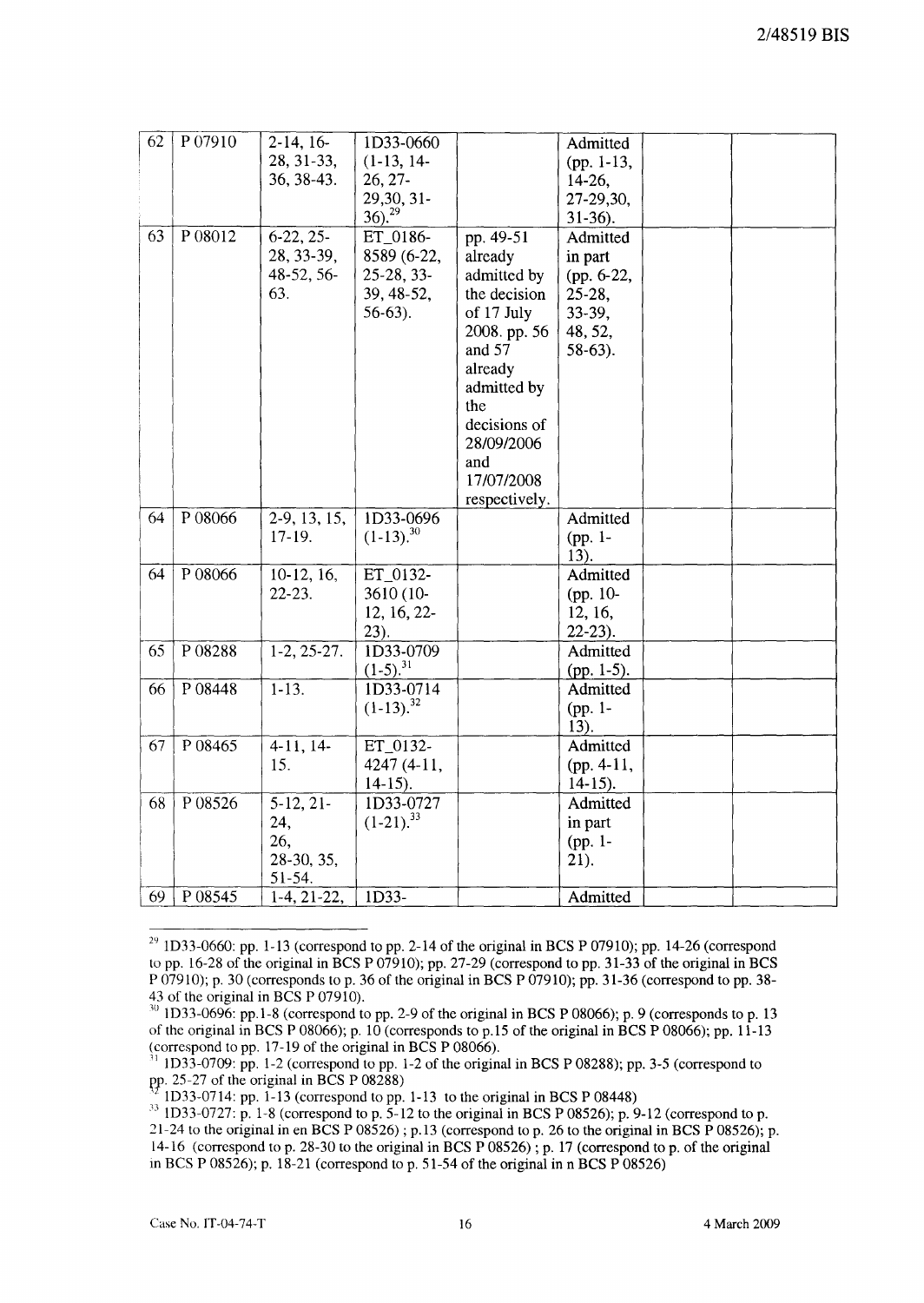| 62 | P 07910 | 2-14, 16-28, 31-33, 36, 38-43. | 1D33-0660 (1-13, 14-26, 27-29,30, 31-36).[29] | | Admitted (pp. 1-13, 14-26, 27-29,30, 31-36). | | |
|---|---|---|---|---|---|---|---|
| 63 | P 08012 | 6-22, 25-28, 33-39, 48-52, 56-63. | ET_0186-8589 (6-22, 25-28, 33-39, 48-52, 56-63). | pp. 49-51 already admitted by the decision of 17 July 2008. pp. 56 and 57 already admitted by the decisions of 28/09/2006 and 17/07/2008 respectively. | Admitted in part (pp. 6-22, 25-28, 33-39, 48, 52, 58-63). | | |
| 64 | P 08066 | 2-9, 13, 15, 17-19. | 1D33-0696 (1-13).[30] | | Admitted (pp. 1-13). | | |
| 64 | P 08066 | 10-12, 16, 22-23. | ET_0132-3610 (10-12, 16, 22-23). | | Admitted (pp. 10-12, 16, 22-23). | | |
| 65 | P 08288 | 1-2, 25-27. | 1D33-0709 (1-5).[31] | | Admitted (pp. 1-5). | | |
| 66 | P 08448 | 1-13. | 1D33-0714 (1-13).[32] | | Admitted (pp. 1-13). | | |
| 67 | P 08465 | 4-11, 14-15. | ET_0132-4247 (4-11, 14-15). | | Admitted (pp. 4-11, 14-15). | | |
| 68 | P 08526 | 5-12, 21-24, 26, 28-30, 35, 51-54. | 1D33-0727 (1-21).[33] | | Admitted in part (pp. 1-21). | | |
| 69 | P 08545 | 1-4, 21-22, | 1D33- | | Admitted | | |

[29] 1D33-0660: pp. 1-13 (correspond to pp. 2-14 of the original in BCS P 07910); pp. 14-26 (correspond to pp. 16-28 of the original in BCS P 07910); pp. 27-29 (correspond to pp. 31-33 of the original in BCS P 07910); p. 30 (corresponds to p. 36 of the original in BCS P 07910); pp. 31-36 (correspond to pp. 38-43 of the original in BCS P 07910).

[30] 1D33-0696: pp.1-8 (correspond to pp. 2-9 of the original in BCS P 08066); p. 9 (corresponds to p. 13 of the original in BCS P 08066); p. 10 (corresponds to p.15 of the original in BCS P 08066); pp. 11-13 (correspond to pp. 17-19 of the original in BCS P 08066).

[31] 1D33-0709: pp. 1-2 (correspond to pp. 1-2 of the original in BCS P 08288); pp. 3-5 (correspond to pp. 25-27 of the original in BCS P 08288)

[32] 1D33-0714: pp. 1-13 (correspond to pp. 1-13 to the original in BCS P 08448)

[33] 1D33-0727: p. 1-8 (correspond to p. 5-12 to the original in BCS P 08526); p. 9-12 (correspond to p. 21-24 to the original in en BCS P 08526) ; p.13 (correspond to p. 26 to the original in BCS P 08526); p. 14-16 (correspond to p. 28-30 to the original in BCS P 08526) ; p. 17 (correspond to p. of the original in BCS P 08526); p. 18-21 (correspond to p. 51-54 of the original in n BCS P 08526)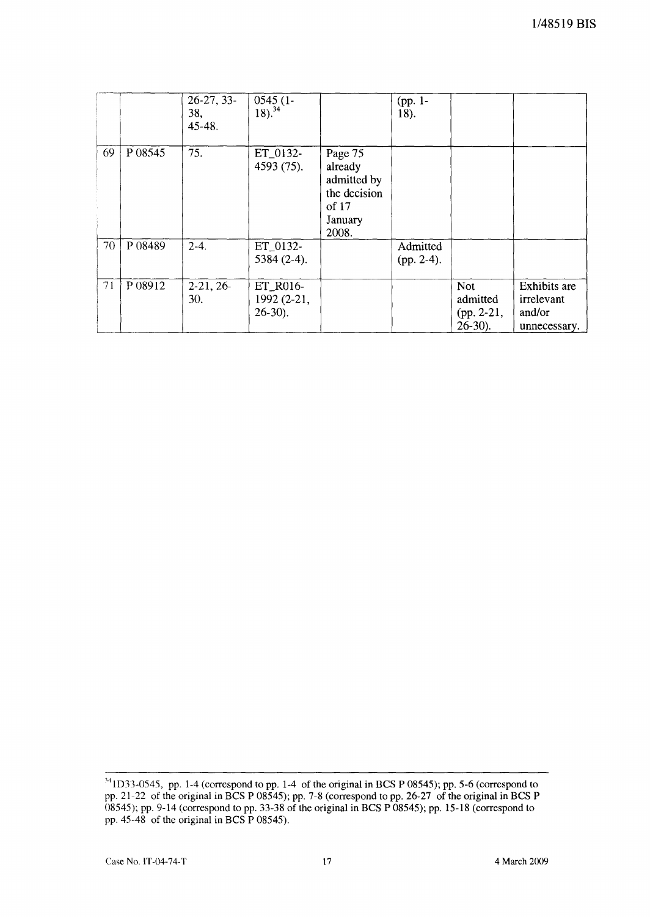| | | | | | | | |
|---|---|---|---|---|---|---|---|
| | | 26-27, 33-38, 45-48. | 0545 (1-18).[34] | | (pp. 1-18). | | |
| 69 | P 08545 | 75. | ET_0132-4593 (75). | Page 75 already admitted by the decision of 17 January 2008. | | | |
| 70 | P 08489 | 2-4. | ET_0132-5384 (2-4). | | Admitted (pp. 2-4). | | |
| 71 | P 08912 | 2-21, 26-30. | ET_R016-1992 (2-21, 26-30). | | | Not admitted (pp. 2-21, 26-30). | Exhibits are irrelevant and/or unnecessary. |

[34] 1D33-0545, pp. 1-4 (correspond to pp. 1-4 of the original in BCS P 08545); pp. 5-6 (correspond to pp. 21-22 of the original in BCS P 08545); pp. 7-8 (correspond to pp. 26-27 of the original in BCS P 08545); pp. 9-14 (correspond to pp. 33-38 of the original in BCS P 08545); pp. 15-18 (correspond to pp. 45-48 of the original in BCS P 08545).